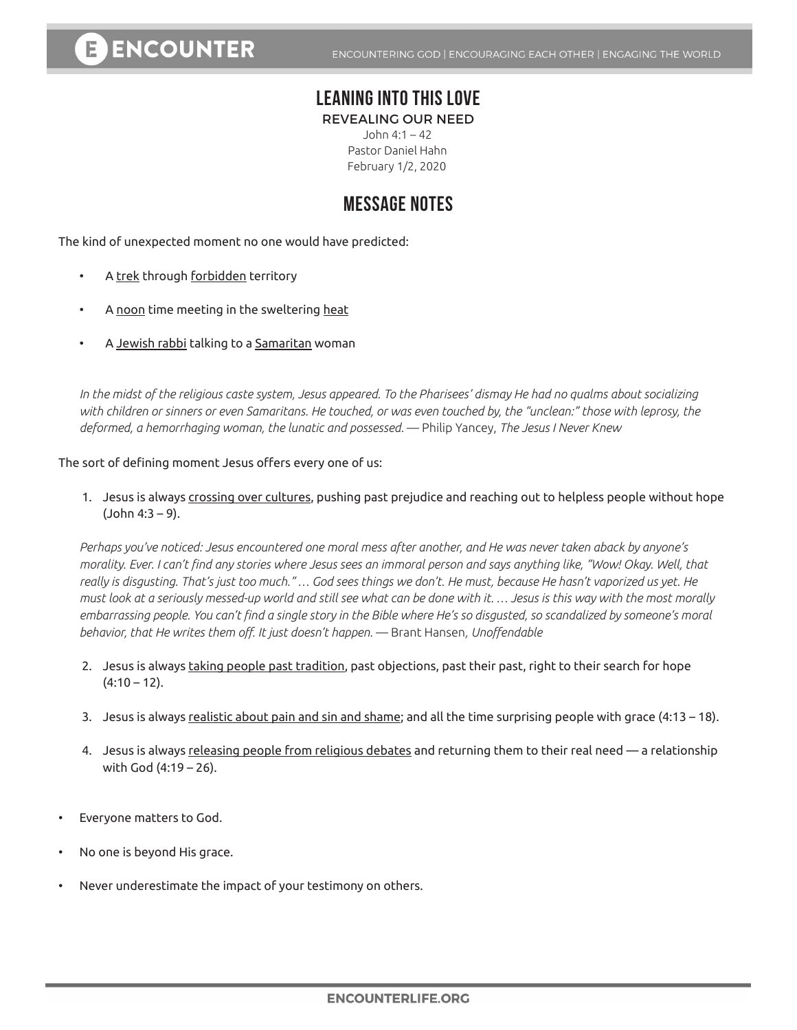# LEANING INTO THIS LOVE

## REVEALING OUR NEED

John 4:1 – 42
Pastor Daniel Hahn
February 1/2, 2020

## MESSAGE NOTES

The kind of unexpected moment no one would have predicted:

- A trek through forbidden territory
- A noon time meeting in the sweltering heat
- A Jewish rabbi talking to a Samaritan woman

*In the midst of the religious caste system, Jesus appeared. To the Pharisees' dismay He had no qualms about socializing with children or sinners or even Samaritans. He touched, or was even touched by, the "unclean:" those with leprosy, the deformed, a hemorrhaging woman, the lunatic and possessed.* — Philip Yancey, *The Jesus I Never Knew*

The sort of defining moment Jesus offers every one of us:

1. Jesus is always crossing over cultures, pushing past prejudice and reaching out to helpless people without hope (John 4:3 – 9).

*Perhaps you've noticed: Jesus encountered one moral mess after another, and He was never taken aback by anyone's morality. Ever. I can't find any stories where Jesus sees an immoral person and says anything like, "Wow! Okay. Well, that really is disgusting. That's just too much." … God sees things we don't. He must, because He hasn't vaporized us yet. He must look at a seriously messed-up world and still see what can be done with it. … Jesus is this way with the most morally embarrassing people. You can't find a single story in the Bible where He's so disgusted, so scandalized by someone's moral behavior, that He writes them off. It just doesn't happen.* — Brant Hansen, *Unoffendable*

2. Jesus is always taking people past tradition, past objections, past their past, right to their search for hope (4:10 – 12).

3. Jesus is always realistic about pain and sin and shame; and all the time surprising people with grace (4:13 – 18).

4. Jesus is always releasing people from religious debates and returning them to their real need — a relationship with God (4:19 – 26).

- Everyone matters to God.
- No one is beyond His grace.
- Never underestimate the impact of your testimony on others.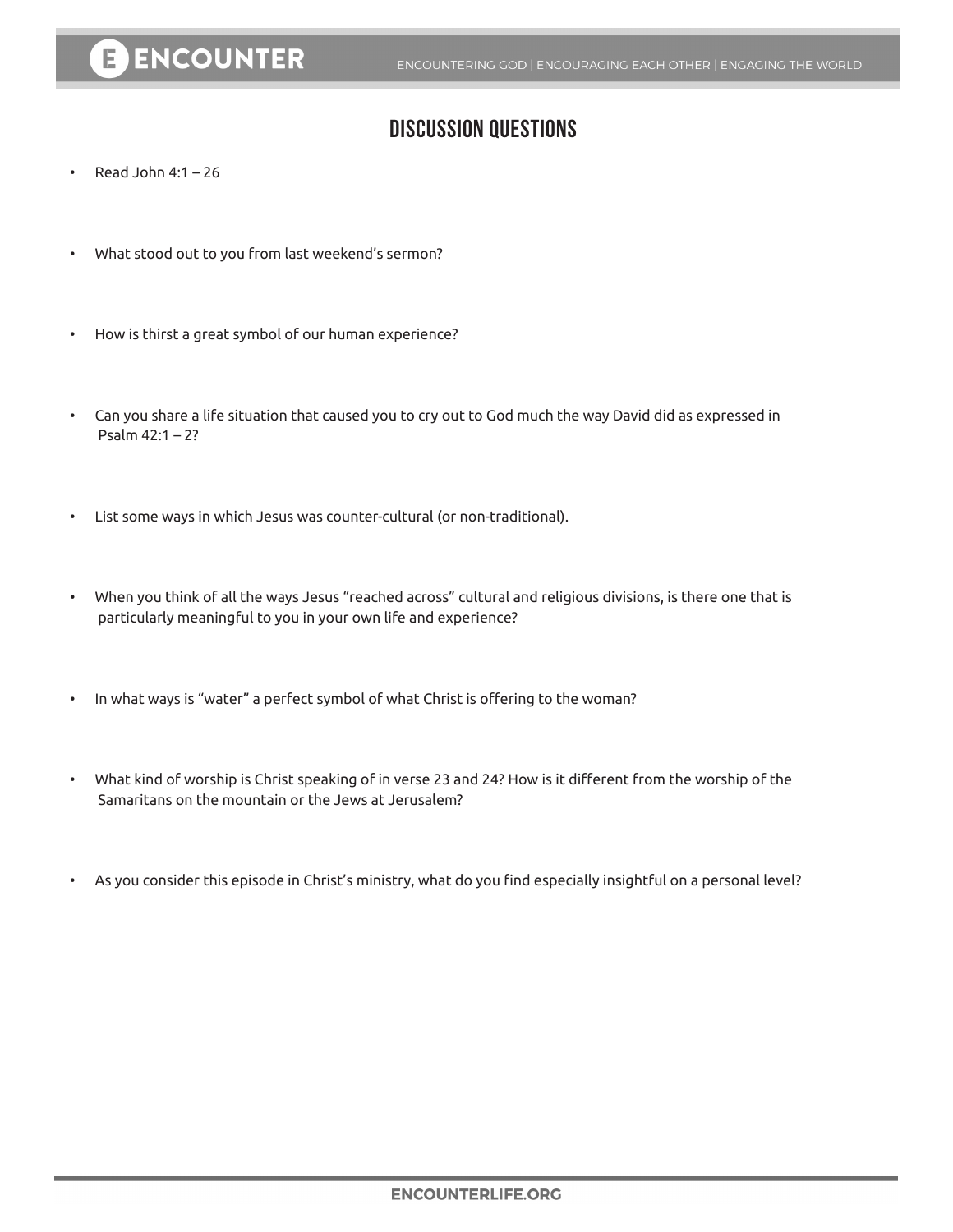## DISCUSSION QUESTIONS

- Read John 4:1 – 26
- What stood out to you from last weekend's sermon?
- How is thirst a great symbol of our human experience?
- Can you share a life situation that caused you to cry out to God much the way David did as expressed in Psalm 42:1 – 2?
- List some ways in which Jesus was counter-cultural (or non-traditional).
- When you think of all the ways Jesus "reached across" cultural and religious divisions, is there one that is particularly meaningful to you in your own life and experience?
- In what ways is "water" a perfect symbol of what Christ is offering to the woman?
- What kind of worship is Christ speaking of in verse 23 and 24? How is it different from the worship of the Samaritans on the mountain or the Jews at Jerusalem?
- As you consider this episode in Christ's ministry, what do you find especially insightful on a personal level?